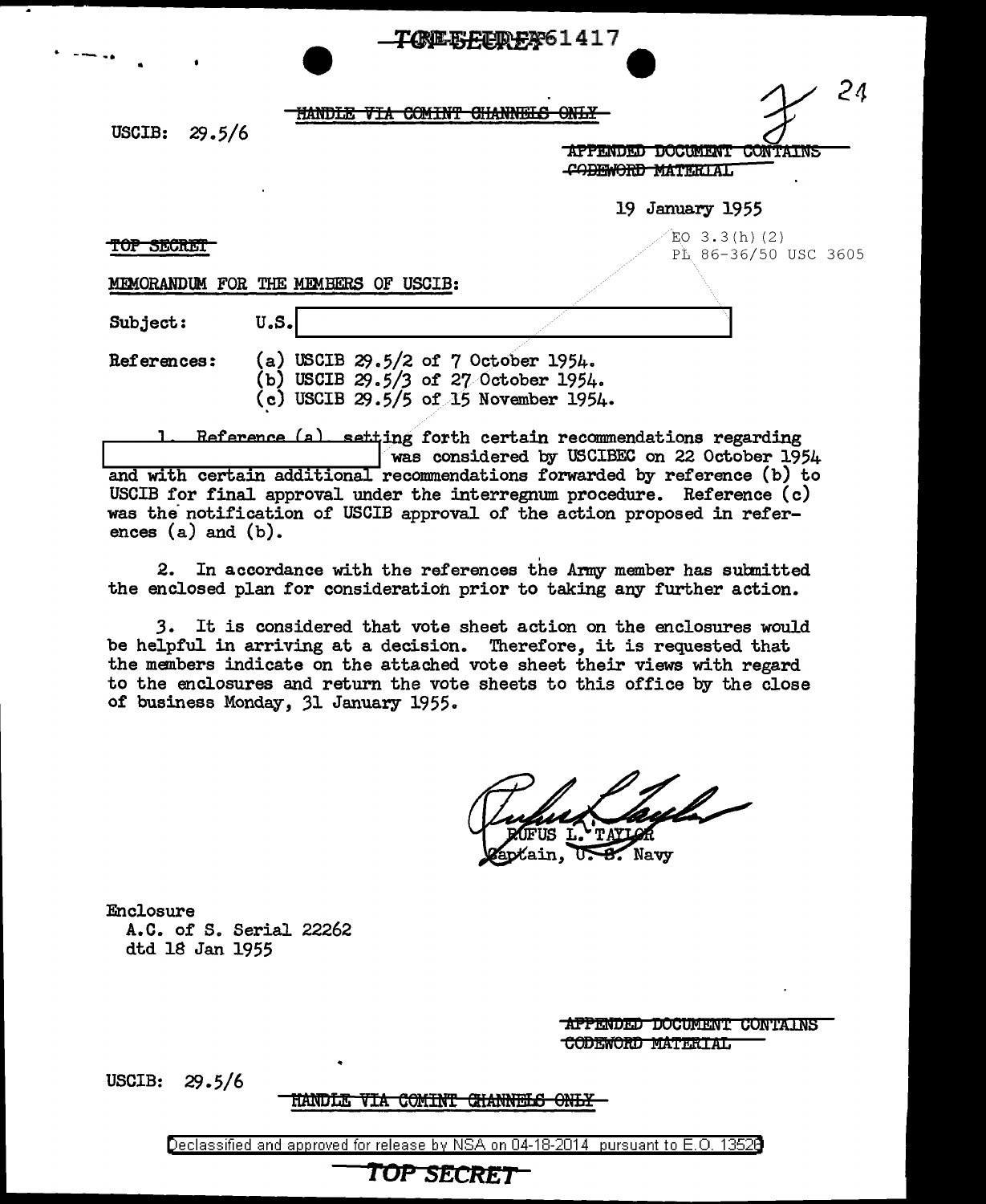TOP SECRET EIDER 61417

HANDLE VIA COMINT CHANNELS ONLY

USCIB: 29.5/6

APPENDED DOCUMENT CONTAINS CODEWORD MATERIAL

24

19 January 1955

TOP SECRET

EO 3.3(h)(2)
PL 86-36/50 USC 3605

MEMORANDUM FOR THE MEMBERS OF USCIB:

Subject: U.S. [redacted]

References:
(a) USCIB 29.5/2 of 7 October 1954.
(b) USCIB 29.5/3 of 27 October 1954.
(c) USCIB 29.5/5 of 15 November 1954.

1. Reference (a) setting forth certain recommendations regarding [redacted] was considered by USCIBEC on 22 October 1954 and with certain additional recommendations forwarded by reference (b) to USCIB for final approval under the interregnum procedure. Reference (c) was the notification of USCIB approval of the action proposed in references (a) and (b).

2. In accordance with the references the Army member has submitted the enclosed plan for consideration prior to taking any further action.

3. It is considered that vote sheet action on the enclosures would be helpful in arriving at a decision. Therefore, it is requested that the members indicate on the attached vote sheet their views with regard to the enclosures and return the vote sheets to this office by the close of business Monday, 31 January 1955.

RUFUS L. TAYLOR
Captain, U. S. Navy

Enclosure
A.C. of S. Serial 22262
dtd 18 Jan 1955

APPENDED DOCUMENT CONTAINS CODEWORD MATERIAL

USCIB: 29.5/6

HANDLE VIA COMINT CHANNELS ONLY

Declassified and approved for release by NSA on 04-18-2014 pursuant to E.O. 13526

TOP SECRET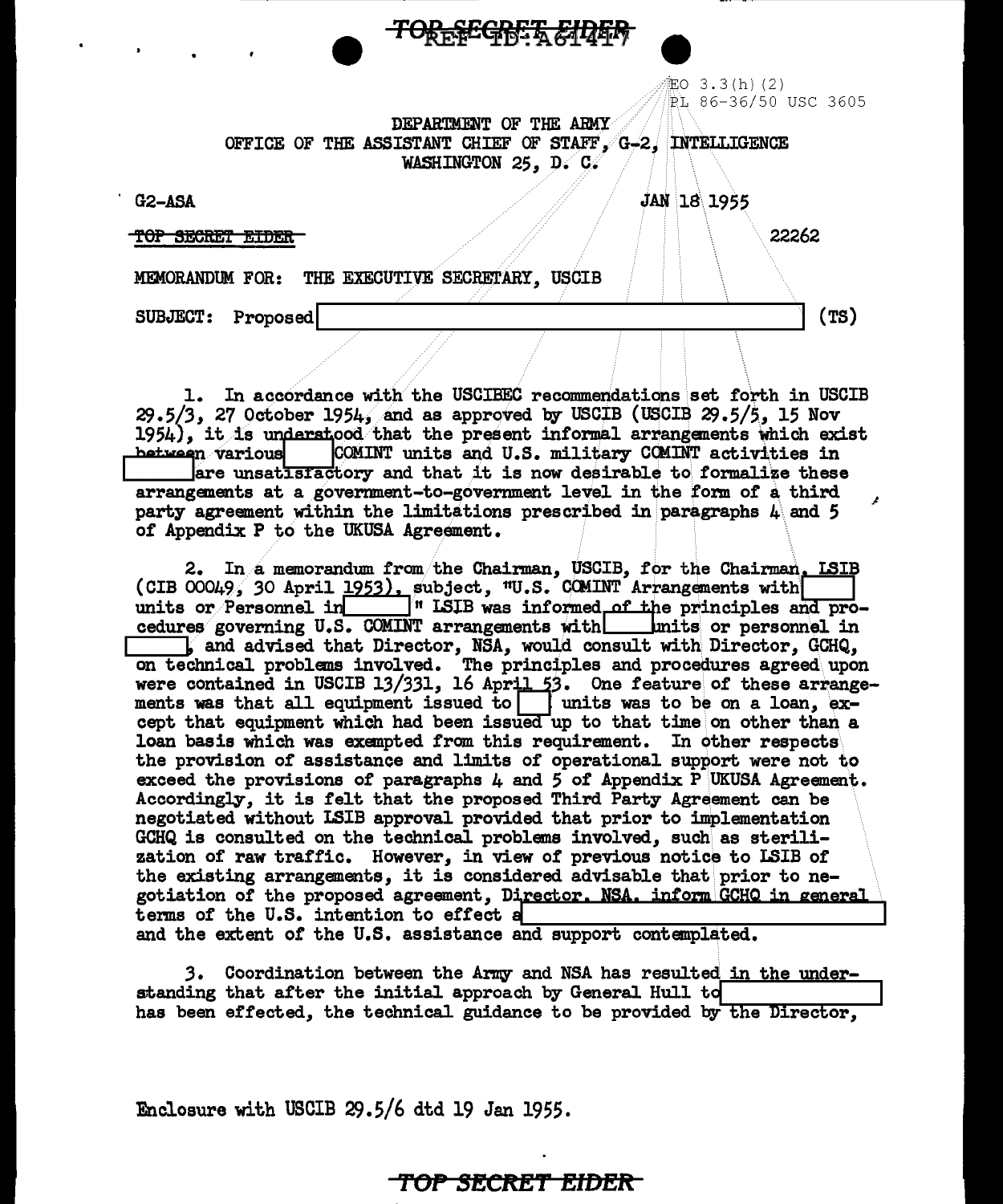~~TOP SECRET EIDER~~

EO 3.3(h)(2)
PL 86-36/50 USC 3605

DEPARTMENT OF THE ARMY
OFFICE OF THE ASSISTANT CHIEF OF STAFF, G-2, INTELLIGENCE
WASHINGTON 25, D. C.

G2-ASA

JAN 18 1955

~~TOP SECRET EIDER~~

22262

MEMORANDUM FOR: THE EXECUTIVE SECRETARY, USCIB

SUBJECT: Proposed [REDACTED] (TS)

1. In accordance with the USCIBEC recommendations set forth in USCIB 29.5/3, 27 October 1954, and as approved by USCIB (USCIB 29.5/5, 15 Nov 1954), it is understood that the present informal arrangements which exist between various [REDACTED] COMINT units and U.S. military COMINT activities in [REDACTED] are unsatisfactory and that it is now desirable to formalize these arrangements at a government-to-government level in the form of a third party agreement within the limitations prescribed in paragraphs 4 and 5 of Appendix P to the UKUSA Agreement.

2. In a memorandum from the Chairman, USCIB, for the Chairman, LSIB (CIB 00049, 30 April 1953), subject, "U.S. COMINT Arrangements with [REDACTED] units or Personnel in [REDACTED]" LSIB was informed of the principles and procedures governing U.S. COMINT arrangements with [REDACTED] units or personnel in [REDACTED], and advised that Director, NSA, would consult with Director, GCHQ, on technical problems involved. The principles and procedures agreed upon were contained in USCIB 13/331, 16 April 53. One feature of these arrangements was that all equipment issued to [REDACTED] units was to be on a loan, except that equipment which had been issued up to that time on other than a loan basis which was exempted from this requirement. In other respects the provision of assistance and limits of operational support were not to exceed the provisions of paragraphs 4 and 5 of Appendix P UKUSA Agreement. Accordingly, it is felt that the proposed Third Party Agreement can be negotiated without LSIB approval provided that prior to implementation GCHQ is consulted on the technical problems involved, such as sterilization of raw traffic. However, in view of previous notice to LSIB of the existing arrangements, it is considered advisable that prior to negotiation of the proposed agreement, Director, NSA, inform GCHQ in general terms of the U.S. intention to effect a [REDACTED] and the extent of the U.S. assistance and support contemplated.

3. Coordination between the Army and NSA has resulted in the understanding that after the initial approach by General Hull to [REDACTED] has been effected, the technical guidance to be provided by the Director,

Enclosure with USCIB 29.5/6 dtd 19 Jan 1955.

~~TOP SECRET EIDER~~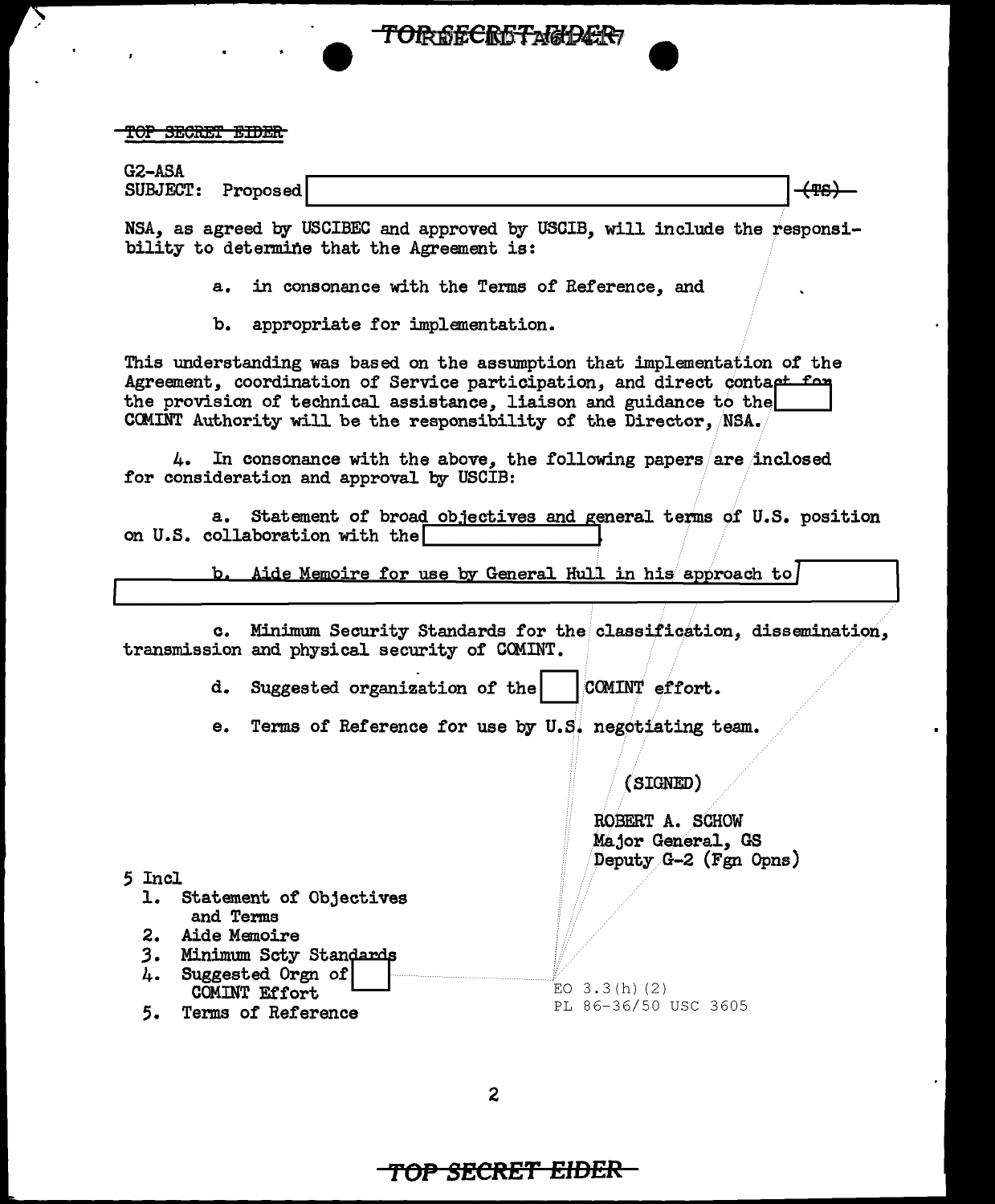TOP SECRET EIDER

G2-ASA
SUBJECT: Proposed [ ] ~~(TS)~~

NSA, as agreed by USCIBEC and approved by USCIB, will include the responsibility to determine that the Agreement is:

a. in consonance with the Terms of Reference, and

b. appropriate for implementation.

This understanding was based on the assumption that implementation of the Agreement, coordination of Service participation, and direct contact for the provision of technical assistance, liaison and guidance to the [ ] COMINT Authority will be the responsibility of the Director, NSA.

4. In consonance with the above, the following papers are inclosed for consideration and approval by USCIB:

a. Statement of broad objectives and general terms of U.S. position on U.S. collaboration with the [ ].

b. Aide Memoire for use by General Hull in his approach to [ ]

c. Minimum Security Standards for the classification, dissemination, transmission and physical security of COMINT.

d. Suggested organization of the [ ] COMINT effort.

e. Terms of Reference for use by U.S. negotiating team.

(SIGNED)

ROBERT A. SCHOW
Major General, GS
Deputy G-2 (Fgn Opns)

5 Incl
1. Statement of Objectives and Terms
2. Aide Memoire
3. Minimum Scty Standards
4. Suggested Orgn of [ ] COMINT Effort
5. Terms of Reference

EO 3.3(h)(2)
PL 86-36/50 USC 3605

TOP SECRET EIDER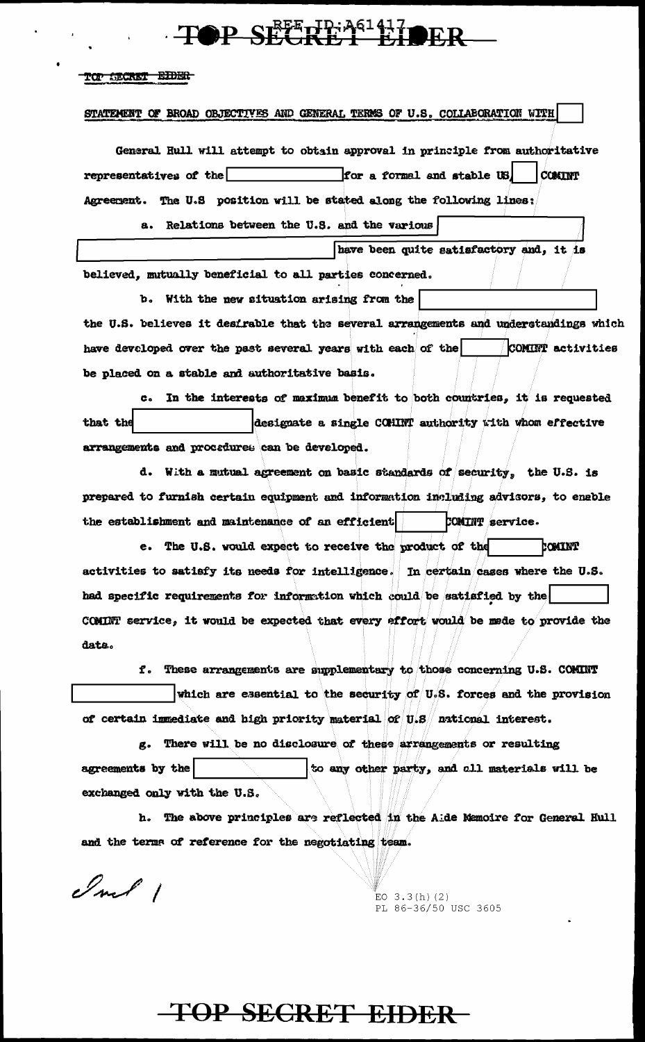TOP SECRET EIDER

STATEMENT OF BROAD OBJECTIVES AND GENERAL TERMS OF U.S. COLLABORATION WITH [ ]

General Hull will attempt to obtain approval in principle from authoritative representatives of the [ ] for a formal and stable US [ ] COMINT Agreement. The U.S position will be stated along the following lines:

a. Relations between the U.S. and the various [ ] [ ] have been quite satisfactory and, it is believed, mutually beneficial to all parties concerned.

b. With the new situation arising from the [ ] the U.S. believes it desirable that the several arrangements and understandings which have developed over the past several years with each of the [ ] COMINT activities be placed on a stable and authoritative basis.

c. In the interests of maximum benefit to both countries, it is requested that the [ ] designate a single COMINT authority with whom effective arrangements and procedures can be developed.

d. With a mutual agreement on basic standards of security, the U.S. is prepared to furnish certain equipment and information including advisors, to enable the establishment and maintenance of an efficient [ ] COMINT service.

e. The U.S. would expect to receive the product of the [ ] COMINT activities to satisfy its needs for intelligence. In certain cases where the U.S. had specific requirements for information which could be satisfied by the [ ] COMINT service, it would be expected that every effort would be made to provide the data.

f. These arrangements are supplementary to those concerning U.S. COMINT [ ] which are essential to the security of U.S. forces and the provision of certain immediate and high priority material of U.S national interest.

g. There will be no disclosure of these arrangements or resulting agreements by the [ ] to any other party, and all materials will be exchanged only with the U.S.

h. The above principles are reflected in the Aide Memoire for General Hull and the terms of reference for the negotiating team.

Incl 1

EO 3.3(h)(2)
PL 86-36/50 USC 3605

TOP SECRET EIDER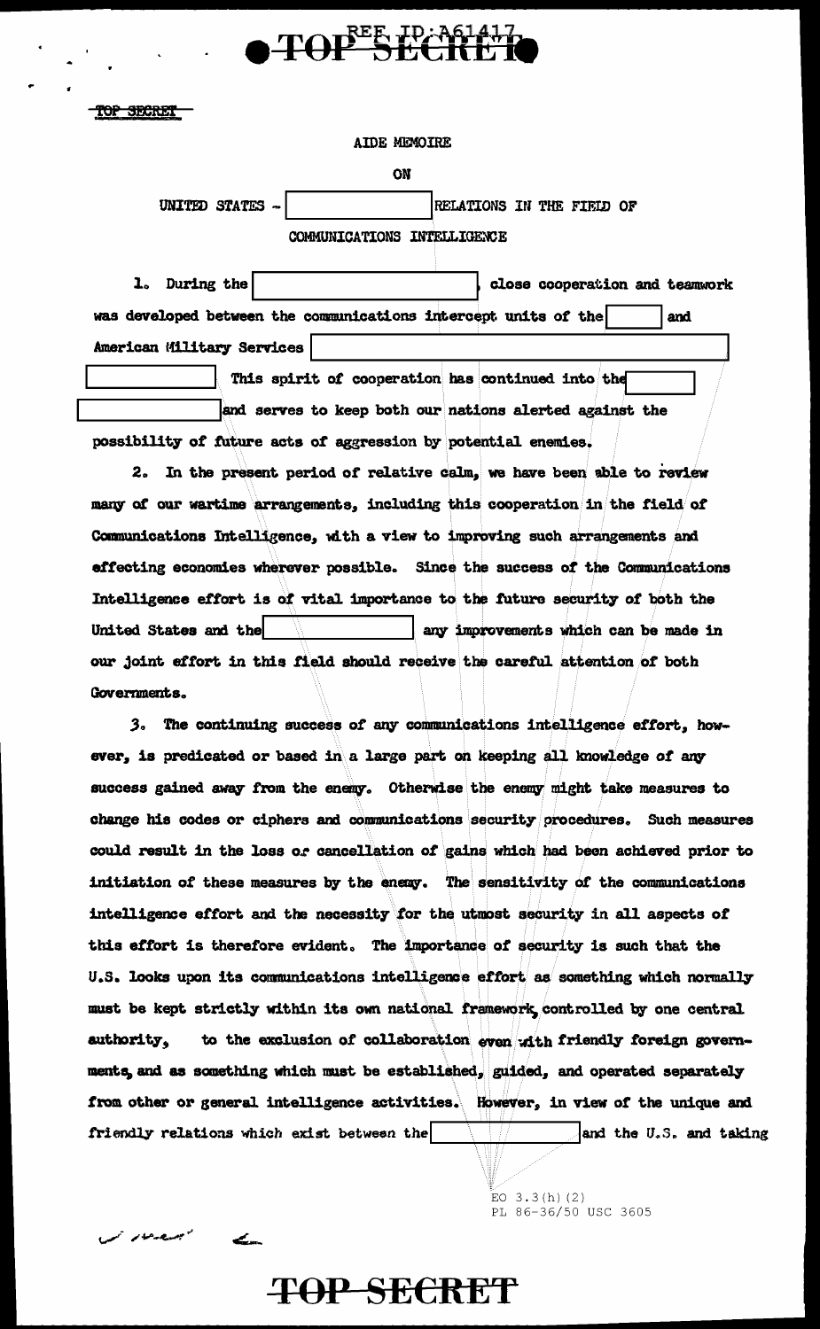TOP SECRET

AIDE MEMOIRE

ON

UNITED STATES - [REDACTED] RELATIONS IN THE FIELD OF

COMMUNICATIONS INTELLIGENCE

1. During the [REDACTED], close cooperation and teamwork was developed between the communications intercept units of the [REDACTED] and American Military Services [REDACTED] [REDACTED] This spirit of cooperation has continued into the [REDACTED] [REDACTED] and serves to keep both our nations alerted against the possibility of future acts of aggression by potential enemies.

2. In the present period of relative calm, we have been able to review many of our wartime arrangements, including this cooperation in the field of Communications Intelligence, with a view to improving such arrangements and effecting economies wherever possible. Since the success of the Communications Intelligence effort is of vital importance to the future security of both the United States and the [REDACTED] any improvements which can be made in our joint effort in this field should receive the careful attention of both Governments.

3. The continuing success of any communications intelligence effort, however, is predicated or based in a large part on keeping all knowledge of any success gained away from the enemy. Otherwise the enemy might take measures to change his codes or ciphers and communications security procedures. Such measures could result in the loss or cancellation of gains which had been achieved prior to initiation of these measures by the enemy. The sensitivity of the communications intelligence effort and the necessity for the utmost security in all aspects of this effort is therefore evident. The importance of security is such that the U.S. looks upon its communications intelligence effort as something which normally must be kept strictly within its own national framework, controlled by one central authority, to the exclusion of collaboration even with friendly foreign governments, and as something which must be established, guided, and operated separately from other or general intelligence activities. However, in view of the unique and friendly relations which exist between the [REDACTED] and the U.S. and taking

EO 3.3(h)(2)
PL 86-36/50 USC 3605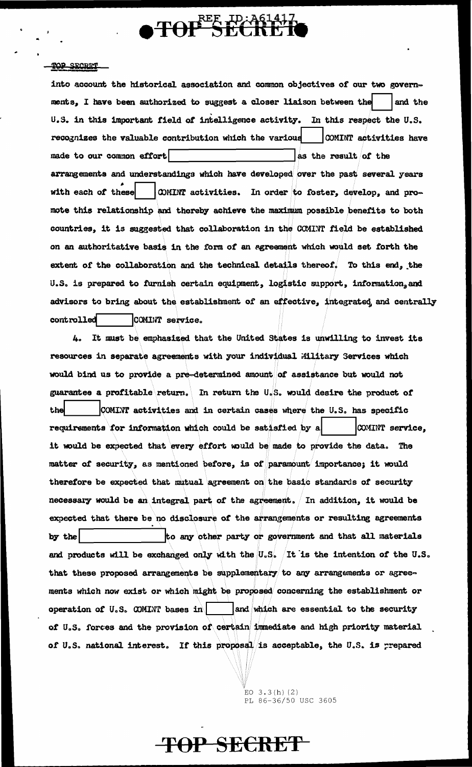into account the historical association and common objectives of our two governments, I have been authorized to suggest a closer liaison between the [ ] and the U.S. in this important field of intelligence activity. In this respect the U.S. recognizes the valuable contribution which the various [ ] COMINT activities have made to our common effort [ ] as the result of the arrangements and understandings which have developed over the past several years with each of these [ ] COMINT activities. In order to foster, develop, and promote this relationship and thereby achieve the maximum possible benefits to both countries, it is suggested that collaboration in the COMINT field be established on an authoritative basis in the form of an agreement which would set forth the extent of the collaboration and the technical details thereof. To this end, the U.S. is prepared to furnish certain equipment, logistic support, information, and advisors to bring about the establishment of an effective, integrated, and centrally controlled [ ] COMINT service.

4. It must be emphasized that the United States is unwilling to invest its resources in separate agreements with your individual Military Services which would bind us to provide a pre-determined amount of assistance but would not guarantee a profitable return. In return the U.S. would desire the product of the [ ] COMINT activities and in certain cases where the U.S. has specific requirements for information which could be satisfied by a [ ] COMINT service, it would be expected that every effort would be made to provide the data. The matter of security, as mentioned before, is of paramount importance; it would therefore be expected that mutual agreement on the basic standards of security necessary would be an integral part of the agreement. In addition, it would be expected that there be no disclosure of the arrangements or resulting agreements by the [ ] to any other party or government and that all materials and products will be exchanged only with the U.S. It is the intention of the U.S. that these proposed arrangements be supplementary to any arrangements or agreements which now exist or which might be proposed concerning the establishment or operation of U.S. COMINT bases in [ ] and which are essential to the security of U.S. forces and the provision of certain immediate and high priority material of U.S. national interest. If this proposal is acceptable, the U.S. is prepared

EO 3.3(h)(2)
PL 86-36/50 USC 3605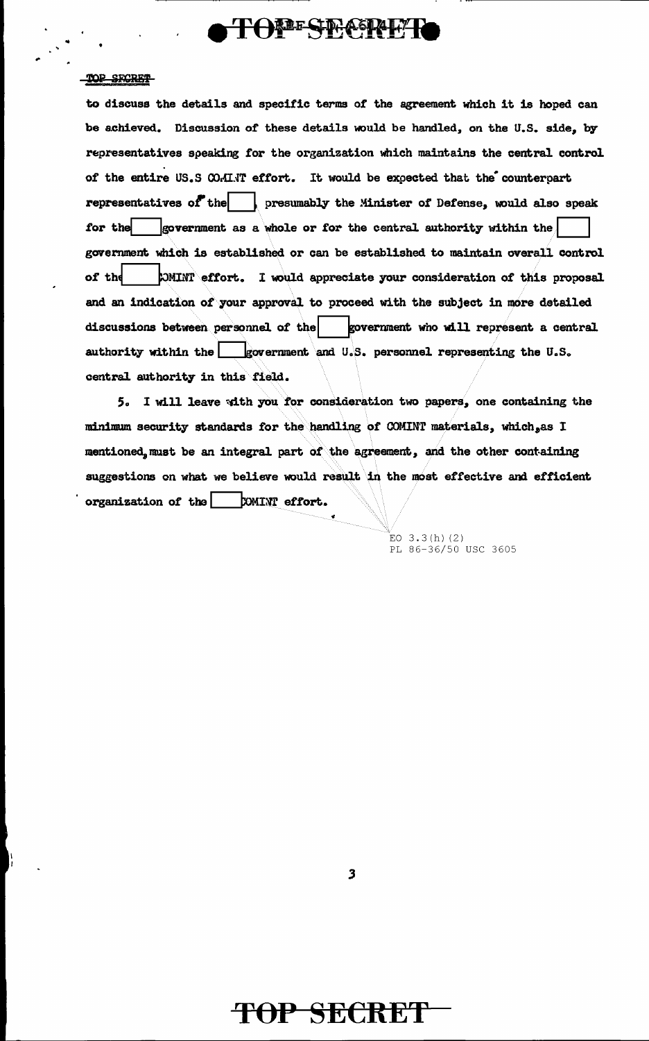TOP SECRET

to discuss the details and specific terms of the agreement which it is hoped can be achieved. Discussion of these details would be handled, on the U.S. side, by representatives speaking for the organization which maintains the central control of the entire US.S COMINT effort. It would be expected that the counterpart representatives of the [ ], presumably the Minister of Defense, would also speak for the [ ] government as a whole or for the central authority within the [ ] government which is established or can be established to maintain overall control of the [ ] COMINT effort. I would appreciate your consideration of this proposal and an indication of your approval to proceed with the subject in more detailed discussions between personnel of the [ ] government who will represent a central authority within the [ ] government and U.S. personnel representing the U.S. central authority in this field.

5. I will leave with you for consideration two papers, one containing the minimum security standards for the handling of COMINT materials, which, as I mentioned, must be an integral part of the agreement, and the other containing suggestions on what we believe would result in the most effective and efficient organization of the [ ] COMINT effort.

EO 3.3(h)(2)
PL 86-36/50 USC 3605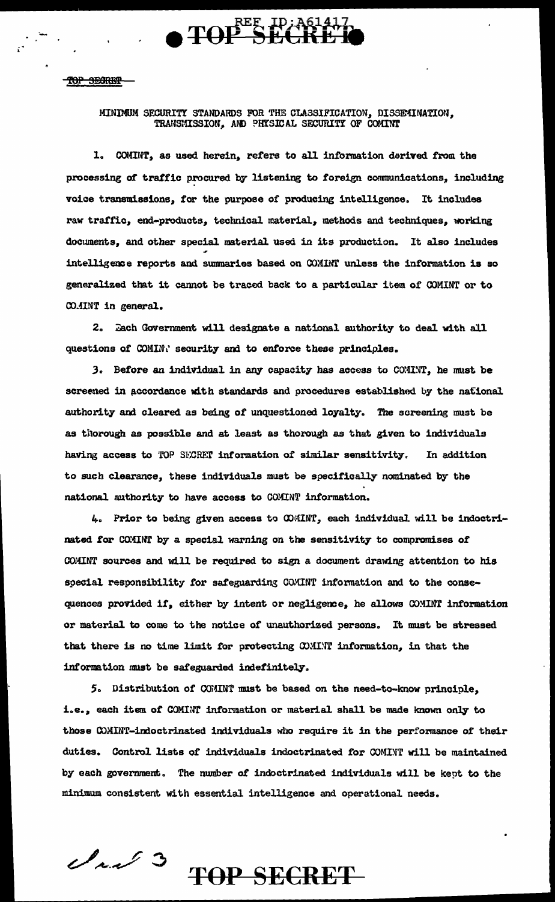MINIMUM SECURITY STANDARDS FOR THE CLASSIFICATION, DISSEMINATION, TRANSMISSION, AND PHYSICAL SECURITY OF COMINT

1. COMINT, as used herein, refers to all information derived from the processing of traffic procured by listening to foreign communications, including voice transmissions, for the purpose of producing intelligence. It includes raw traffic, end-products, technical material, methods and techniques, working documents, and other special material used in its production. It also includes intelligence reports and summaries based on COMINT unless the information is so generalized that it cannot be traced back to a particular item of COMINT or to COMINT in general.

2. Each Government will designate a national authority to deal with all questions of COMINT security and to enforce these principles.

3. Before an individual in any capacity has access to COMINT, he must be screened in accordance with standards and procedures established by the national authority and cleared as being of unquestioned loyalty. The screening must be as thorough as possible and at least as thorough as that given to individuals having access to TOP SECRET information of similar sensitivity. In addition to such clearance, these individuals must be specifically nominated by the national authority to have access to COMINT information.

4. Prior to being given access to COMINT, each individual will be indoctrinated for COMINT by a special warning on the sensitivity to compromises of COMINT sources and will be required to sign a document drawing attention to his special responsibility for safeguarding COMINT information and to the consequences provided if, either by intent or negligence, he allows COMINT information or material to come to the notice of unauthorized persons. It must be stressed that there is no time limit for protecting COMINT information, in that the information must be safeguarded indefinitely.

5. Distribution of COMINT must be based on the need-to-know principle, i.e., each item of COMINT information or material shall be made known only to those COMINT-indoctrinated individuals who require it in the performance of their duties. Control lists of individuals indoctrinated for COMINT will be maintained by each government. The number of indoctrinated individuals will be kept to the minimum consistent with essential intelligence and operational needs.

Incl 3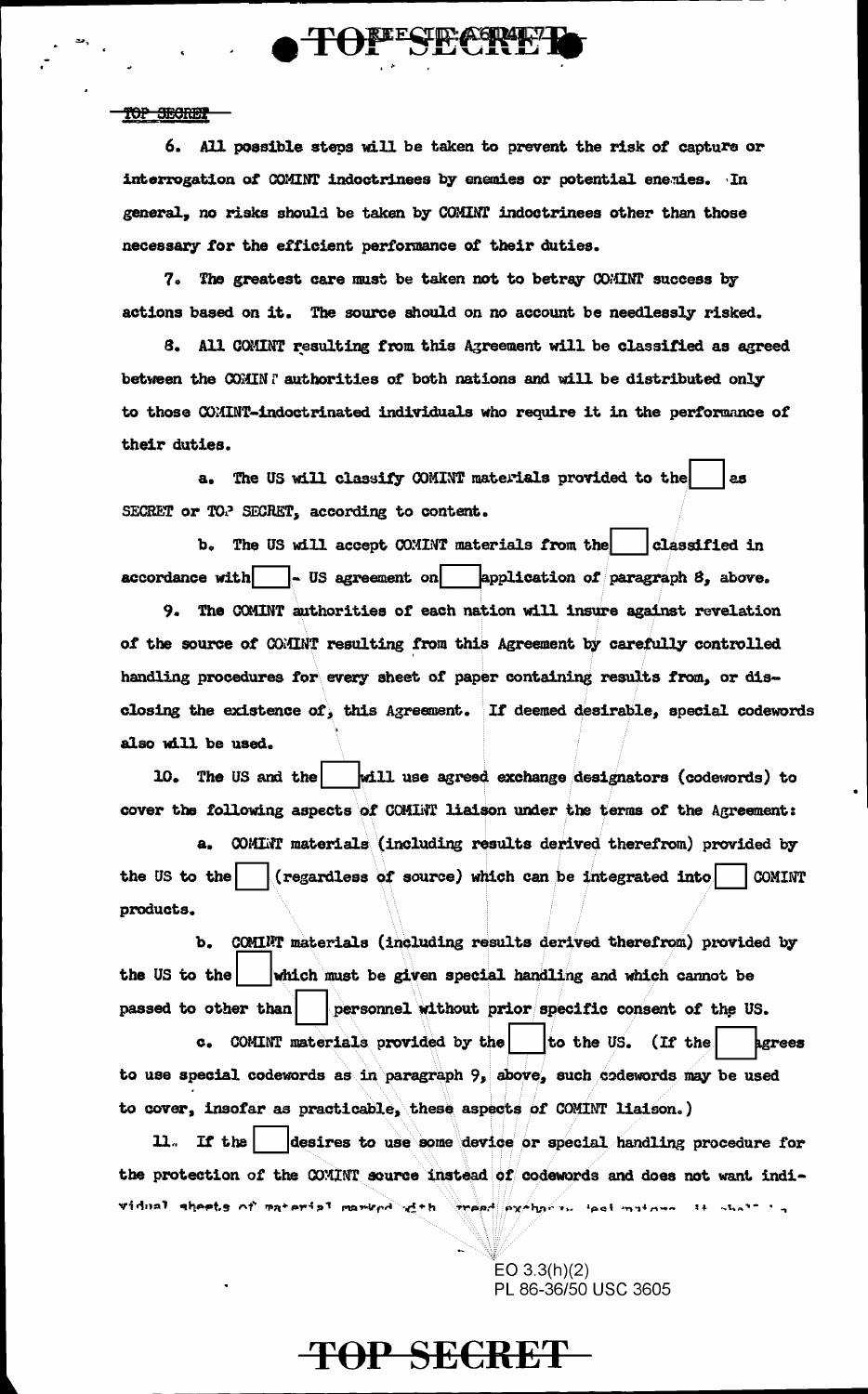TOP SECRET

6. All possible steps will be taken to prevent the risk of capture or interrogation of COMINT indoctrinees by enemies or potential enemies. In general, no risks should be taken by COMINT indoctrinees other than those necessary for the efficient performance of their duties.

7. The greatest care must be taken not to betray COMINT success by actions based on it. The source should on no account be needlessly risked.

8. All COMINT resulting from this Agreement will be classified as agreed between the COMINT authorities of both nations and will be distributed only to those COMINT-indoctrinated individuals who require it in the performance of their duties.

a. The US will classify COMINT materials provided to the [ ] as SECRET or TOP SECRET, according to content.

b. The US will accept COMINT materials from the [ ] classified in accordance with [ ] - US agreement on [ ] application of paragraph 8, above.

9. The COMINT authorities of each nation will insure against revelation of the source of COMINT resulting from this Agreement by carefully controlled handling procedures for every sheet of paper containing results from, or disclosing the existence of, this Agreement. If deemed desirable, special codewords also will be used.

10. The US and the [ ] will use agreed exchange designators (codewords) to cover the following aspects of COMINT liaison under the terms of the Agreement:

a. COMINT materials (including results derived therefrom) provided by the US to the [ ] (regardless of source) which can be integrated into [ ] COMINT products.

b. COMINT materials (including results derived therefrom) provided by the US to the [ ] which must be given special handling and which cannot be passed to other than [ ] personnel without prior specific consent of the US.

c. COMINT materials provided by the [ ] to the US. (If the [ ] agrees to use special codewords as in paragraph 9, above, such codewords may be used to cover, insofar as practicable, these aspects of COMINT liaison.)

11. If the [ ] desires to use some device or special handling procedure for the protection of the COMINT source instead of codewords and does not want individual sheets of material marked with agreed exchange designators, it shall ...

EO 3.3(h)(2)
PL 86-36/50 USC 3605

TOP SECRET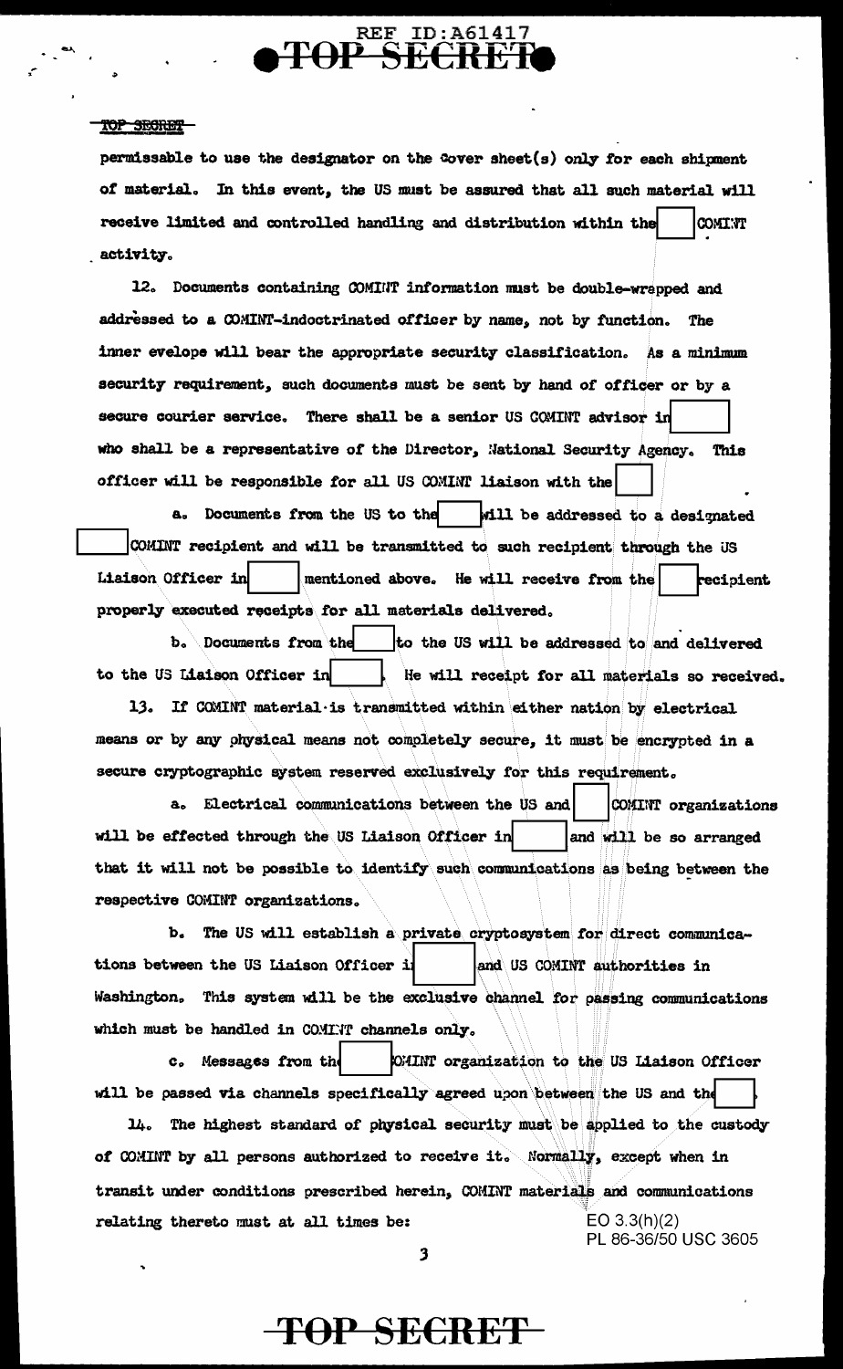REF ID:A61417

TOP SECRET

permissable to use the designator on the cover sheet(s) only for each shipment of material. In this event, the US must be assured that all such material will receive limited and controlled handling and distribution within the [ ] COMINT activity.

12. Documents containing COMINT information must be double-wrapped and addressed to a COMINT-indoctrinated officer by name, not by function. The inner evelope will bear the appropriate security classification. As a minimum security requirement, such documents must be sent by hand of officer or by a secure courier service. There shall be a senior US COMINT advisor in [ ] who shall be a representative of the Director, National Security Agency. This officer will be responsible for all US COMINT liaison with the [ ].

a. Documents from the US to the [ ] will be addressed to a designated [ ] COMINT recipient and will be transmitted to such recipient through the US Liaison Officer in [ ] mentioned above. He will receive from the [ ] recipient properly executed receipts for all materials delivered.

b. Documents from the [ ] to the US will be addressed to and delivered to the US Liaison Officer in [ ]. He will receipt for all materials so received.

13. If COMINT material is transmitted within either nation by electrical means or by any physical means not completely secure, it must be encrypted in a secure cryptographic system reserved exclusively for this requirement.

a. Electrical communications between the US and [ ] COMINT organizations will be effected through the US Liaison Officer in [ ] and will be so arranged that it will not be possible to identify such communications as being between the respective COMINT organizations.

b. The US will establish a private cryptosystem for direct communications between the US Liaison Officer in [ ] and US COMINT authorities in Washington. This system will be the exclusive channel for passing communications which must be handled in COMINT channels only.

c. Messages from the [ ] COMINT organization to the US Liaison Officer will be passed via channels specifically agreed upon between the US and the [ ].

14. The highest standard of physical security must be applied to the custody of COMINT by all persons authorized to receive it. Normally, except when in transit under conditions prescribed herein, COMINT materials and communications relating thereto must at all times be:

EO 3.3(h)(2)
PL 86-36/50 USC 3605

TOP SECRET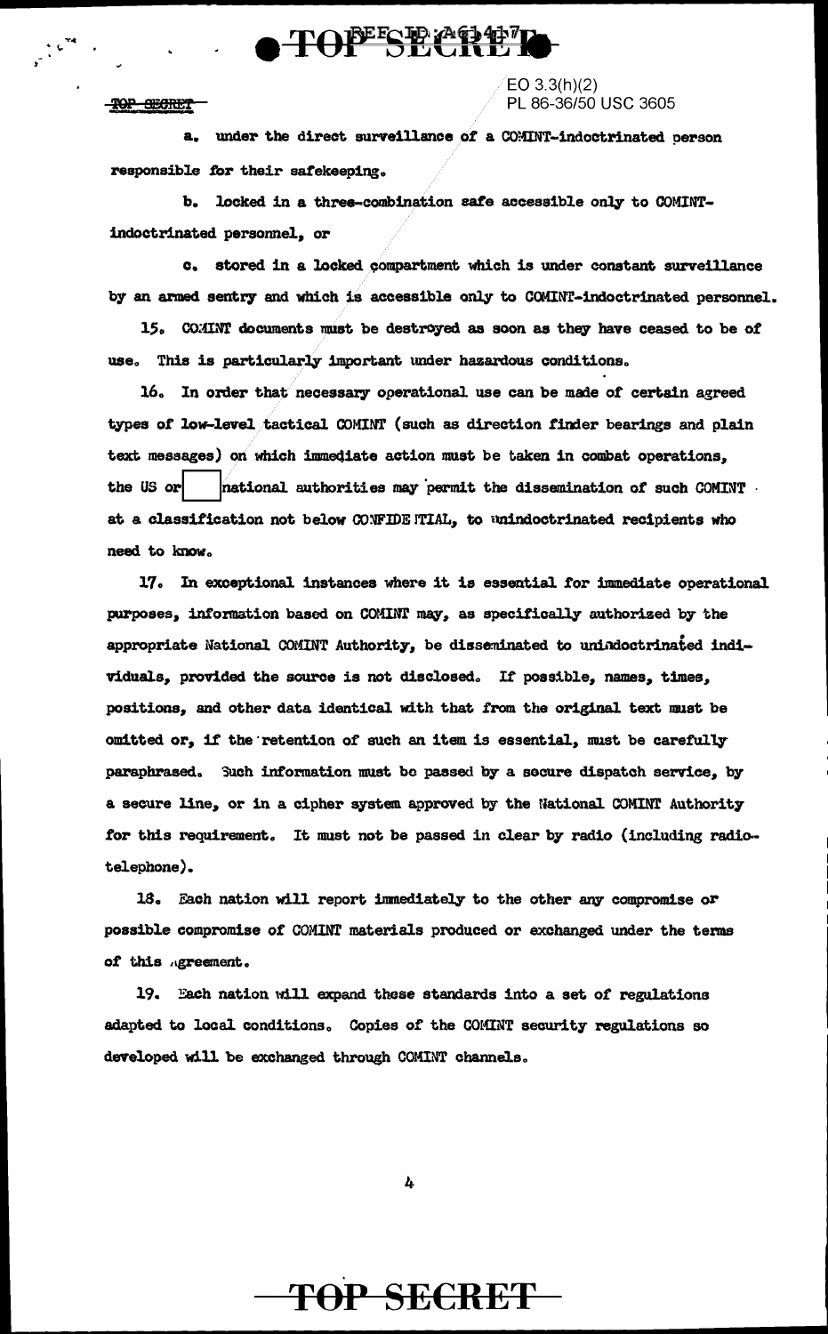EO 3.3(h)(2)
PL 86-36/50 USC 3605

a. under the direct surveillance of a COMINT-indoctrinated person responsible for their safekeeping.

b. locked in a three-combination safe accessible only to COMINT-indoctrinated personnel, or

c. stored in a locked compartment which is under constant surveillance by an armed sentry and which is accessible only to COMINT-indoctrinated personnel.

15. COMINT documents must be destroyed as soon as they have ceased to be of use. This is particularly important under hazardous conditions.

16. In order that necessary operational use can be made of certain agreed types of low-level tactical COMINT (such as direction finder bearings and plain text messages) on which immediate action must be taken in combat operations, the US or [ ] national authorities may permit the dissemination of such COMINT at a classification not below CONFIDENTIAL, to unindoctrinated recipients who need to know.

17. In exceptional instances where it is essential for immediate operational purposes, information based on COMINT may, as specifically authorized by the appropriate National COMINT Authority, be disseminated to unindoctrinated individuals, provided the source is not disclosed. If possible, names, times, positions, and other data identical with that from the original text must be omitted or, if the retention of such an item is essential, must be carefully paraphrased. Such information must be passed by a secure dispatch service, by a secure line, or in a cipher system approved by the National COMINT Authority for this requirement. It must not be passed in clear by radio (including radiotelephone).

18. Each nation will report immediately to the other any compromise or possible compromise of COMINT materials produced or exchanged under the terms of this Agreement.

19. Each nation will expand these standards into a set of regulations adapted to local conditions. Copies of the COMINT security regulations so developed will be exchanged through COMINT channels.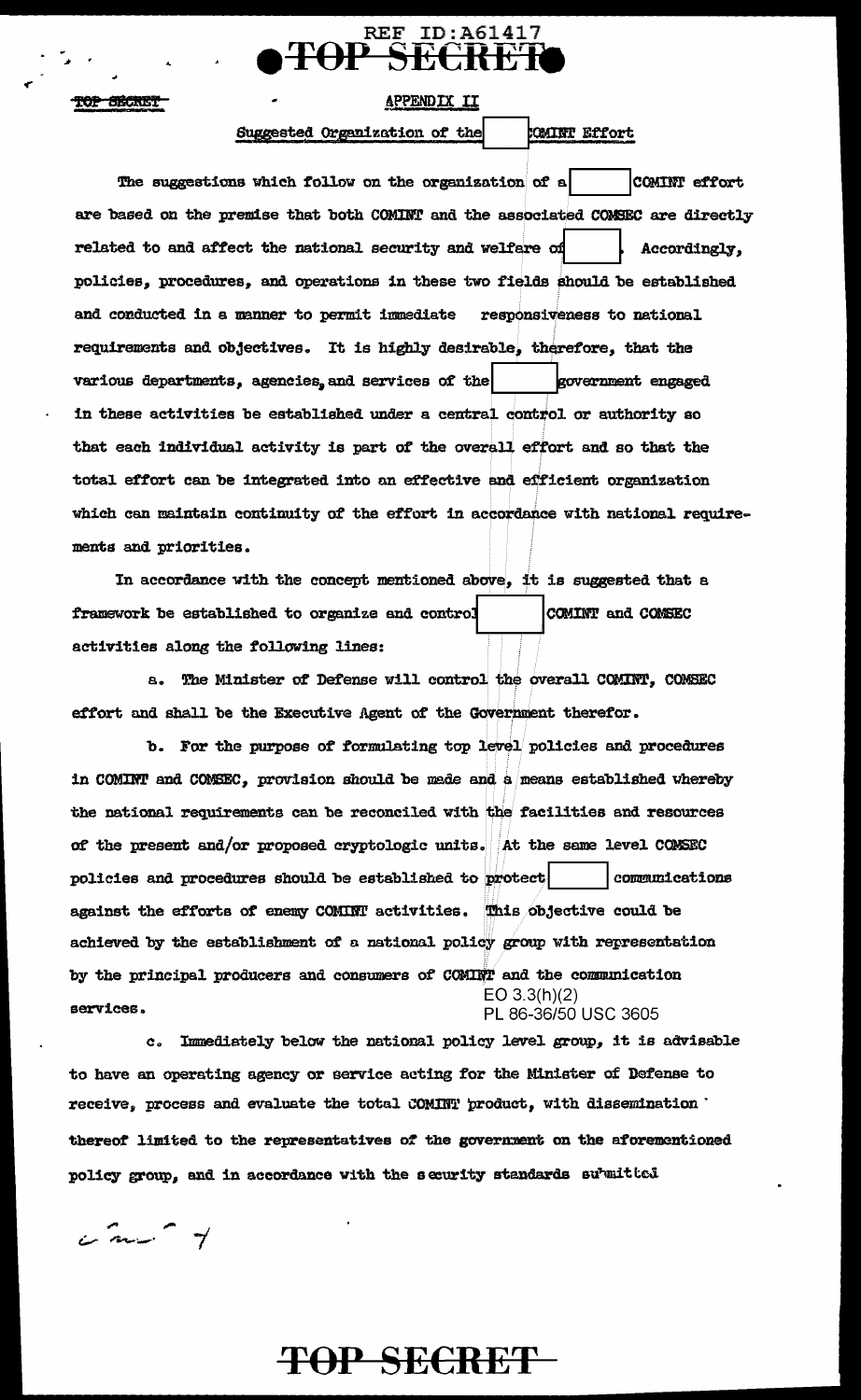APPENDIX II

Suggested Organization of the [redacted] COMINT Effort

The suggestions which follow on the organization of a [redacted] COMINT effort are based on the premise that both COMINT and the associated COMSEC are directly related to and affect the national security and welfare of [redacted]. Accordingly, policies, procedures, and operations in these two fields should be established and conducted in a manner to permit immediate responsiveness to national requirements and objectives. It is highly desirable, therefore, that the various departments, agencies, and services of the [redacted] government engaged in these activities be established under a central control or authority so that each individual activity is part of the overall effort and so that the total effort can be integrated into an effective and efficient organization which can maintain continuity of the effort in accordance with national requirements and priorities.

In accordance with the concept mentioned above, it is suggested that a framework be established to organize and control [redacted] COMINT and COMSEC activities along the following lines:

a. The Minister of Defense will control the overall COMINT, COMSEC effort and shall be the Executive Agent of the Government therefor.

b. For the purpose of formulating top level policies and procedures in COMINT and COMSEC, provision should be made and a means established whereby the national requirements can be reconciled with the facilities and resources of the present and/or proposed cryptologic units. At the same level COMSEC policies and procedures should be established to protect [redacted] communications against the efforts of enemy COMINT activities. This objective could be achieved by the establishment of a national policy group with representation by the principal producers and consumers of COMINT and the communication services.

EO 3.3(h)(2)
PL 86-36/50 USC 3605

c. Immediately below the national policy level group, it is advisable to have an operating agency or service acting for the Minister of Defense to receive, process and evaluate the total COMINT product, with dissemination thereof limited to the representatives of the government on the aforementioned policy group, and in accordance with the security standards submitted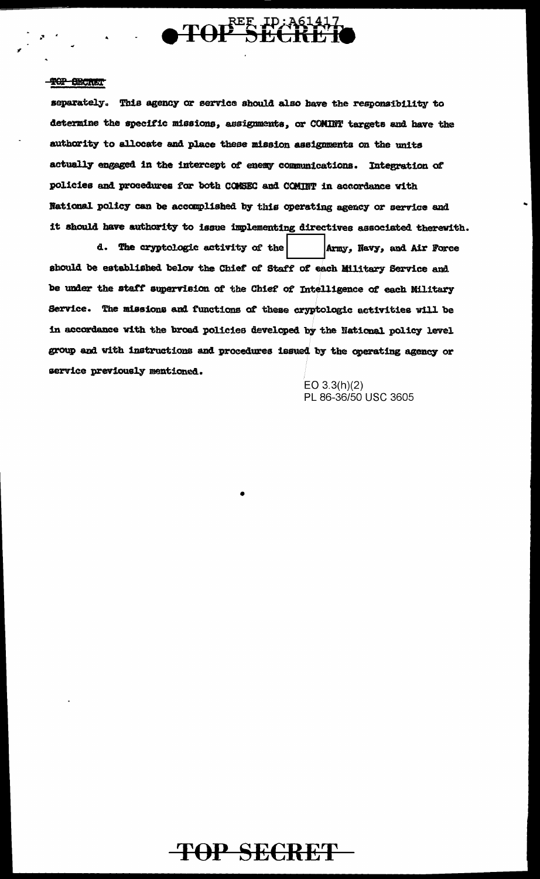separately. This agency or service should also have the responsibility to determine the specific missions, assignments, or COMINT targets and have the authority to allocate and place these mission assignments on the units actually engaged in the intercept of enemy communications. Integration of policies and procedures for both COMSEC and COMINT in accordance with National policy can be accomplished by this operating agency or service and it should have authority to issue implementing directives associated therewith.

d. The cryptologic activity of the [ ] Army, Navy, and Air Force should be established below the Chief of Staff of each Military Service and be under the staff supervision of the Chief of Intelligence of each Military Service. The missions and functions of these cryptologic activities will be in accordance with the broad policies developed by the National policy level group and with instructions and procedures issued by the operating agency or service previously mentioned.

EO 3.3(h)(2)
PL 86-36/50 USC 3605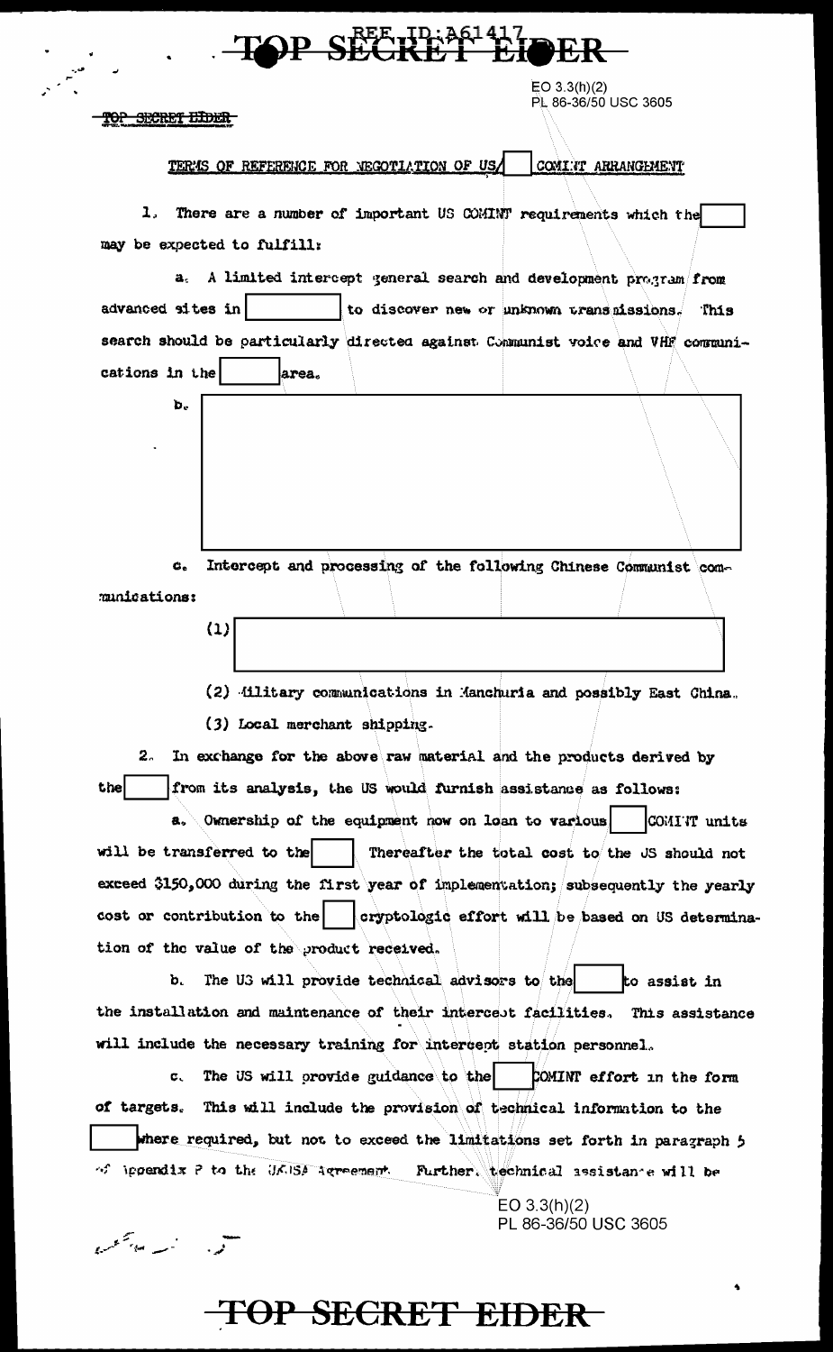TOP SECRET EIDER

EO 3.3(h)(2)
PL 86-36/50 USC 3605

TOP SECRET EIDER

TERMS OF REFERENCE FOR NEGOTIATION OF US/[ ] COMINT ARRANGEMENT

1. There are a number of important US COMINT requirements which the [ ] may be expected to fulfill:

a. A limited intercept general search and development program from advanced sites in [ ] to discover new or unknown transmissions. This search should be particularly directed against Communist voice and VHF communications in the [ ] area.

b. [ ]

c. Intercept and processing of the following Chinese Communist communications:

(1) [ ]

(2) Military communications in Manchuria and possibly East China.

(3) Local merchant shipping.

2. In exchange for the above raw material and the products derived by the [ ] from its analysis, the US would furnish assistance as follows:

a. Ownership of the equipment now on loan to various [ ] COMINT units will be transferred to the [ ] Thereafter the total cost to the US should not exceed $150,000 during the first year of implementation; subsequently the yearly cost or contribution to the [ ] cryptologic effort will be based on US determination of the value of the product received.

b. The US will provide technical advisors to the [ ] to assist in the installation and maintenance of their intercept facilities. This assistance will include the necessary training for intercept station personnel.

c. The US will provide guidance to the [ ] COMINT effort in the form of targets. This will include the provision of technical information to the [ ] where required, but not to exceed the limitations set forth in paragraph 5 of Appendix P to the UKUSA Agreement. Further, technical assistance will be

EO 3.3(h)(2)
PL 86-36/50 USC 3605

TOP SECRET EIDER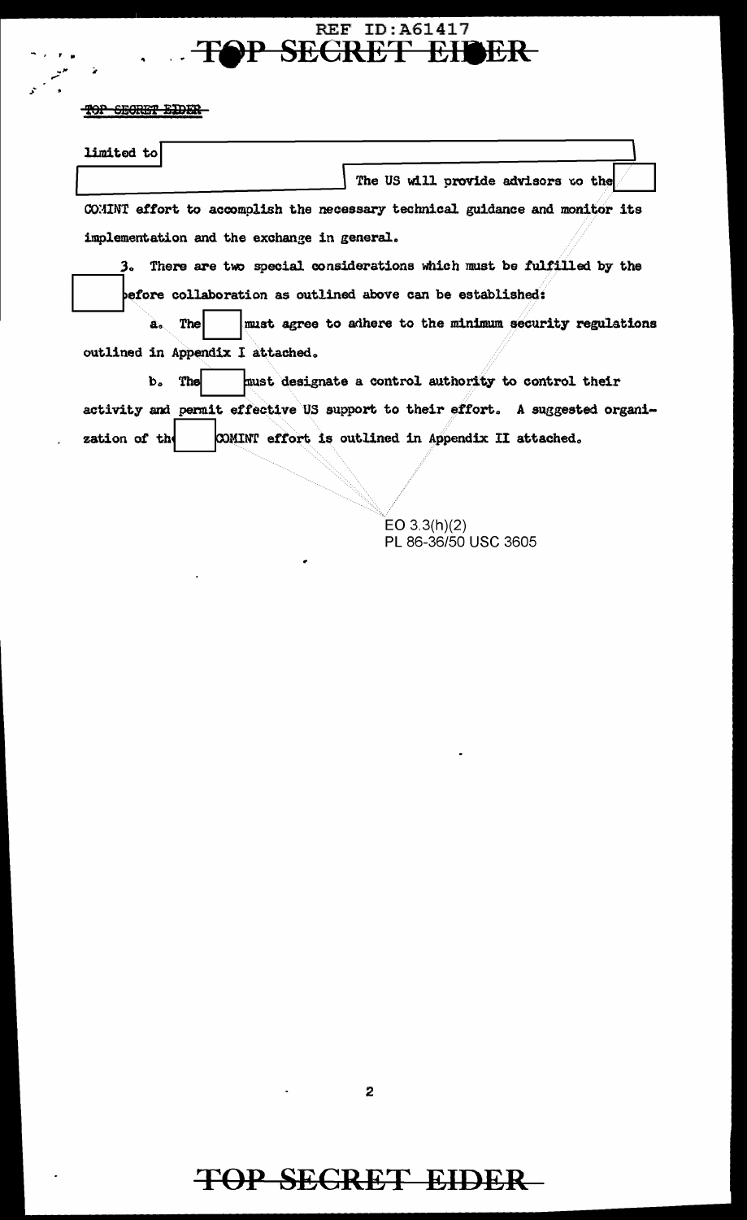REF ID:A61417

TOP SECRET EIDER

TOP SECRET EIDER

limited to

The US will provide advisors to the COMINT effort to accomplish the necessary technical guidance and monitor its implementation and the exchange in general.

3. There are two special considerations which must be fulfilled by the before collaboration as outlined above can be established:

a. The must agree to adhere to the minimum security regulations outlined in Appendix I attached.

b. The must designate a control authority to control their activity and permit effective US support to their effort. A suggested organization of the COMINT effort is outlined in Appendix II attached.

EO 3.3(h)(2)
PL 86-36/50 USC 3605

TOP SECRET EIDER